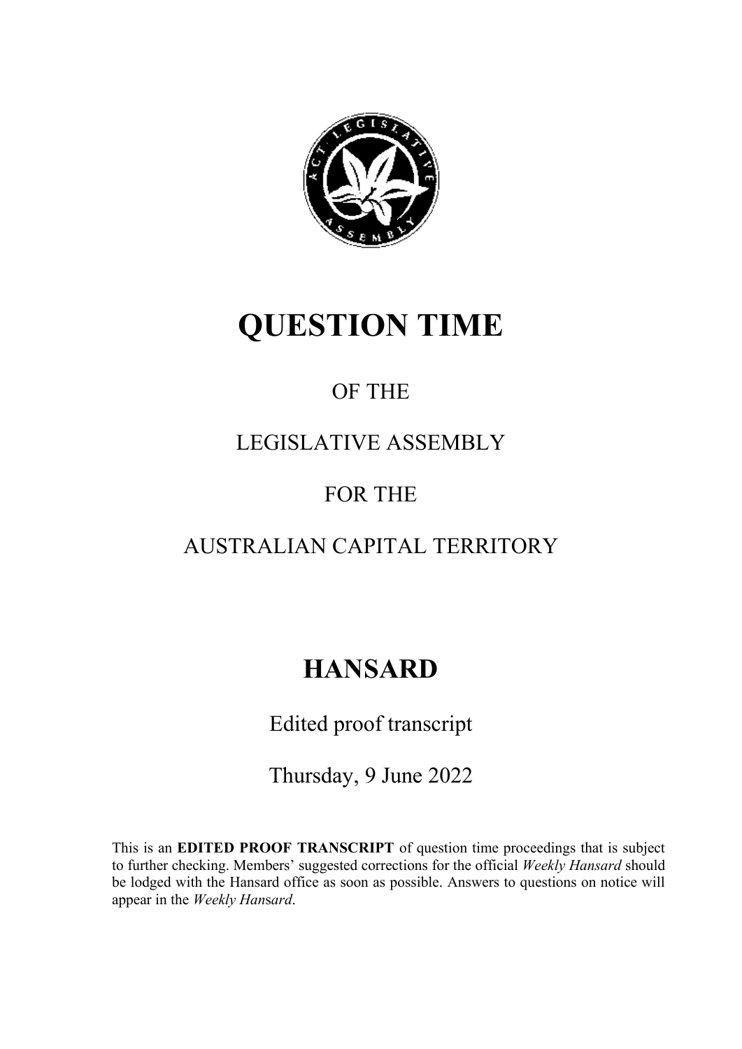# QUESTION TIME

OF THE

LEGISLATIVE ASSEMBLY

FOR THE

AUSTRALIAN CAPITAL TERRITORY

## HANSARD

Edited proof transcript

Thursday, 9 June 2022

This is an **EDITED PROOF TRANSCRIPT** of question time proceedings that is subject to further checking. Members' suggested corrections for the official *Weekly Hansard* should be lodged with the Hansard office as soon as possible. Answers to questions on notice will appear in the *Weekly Hansard*.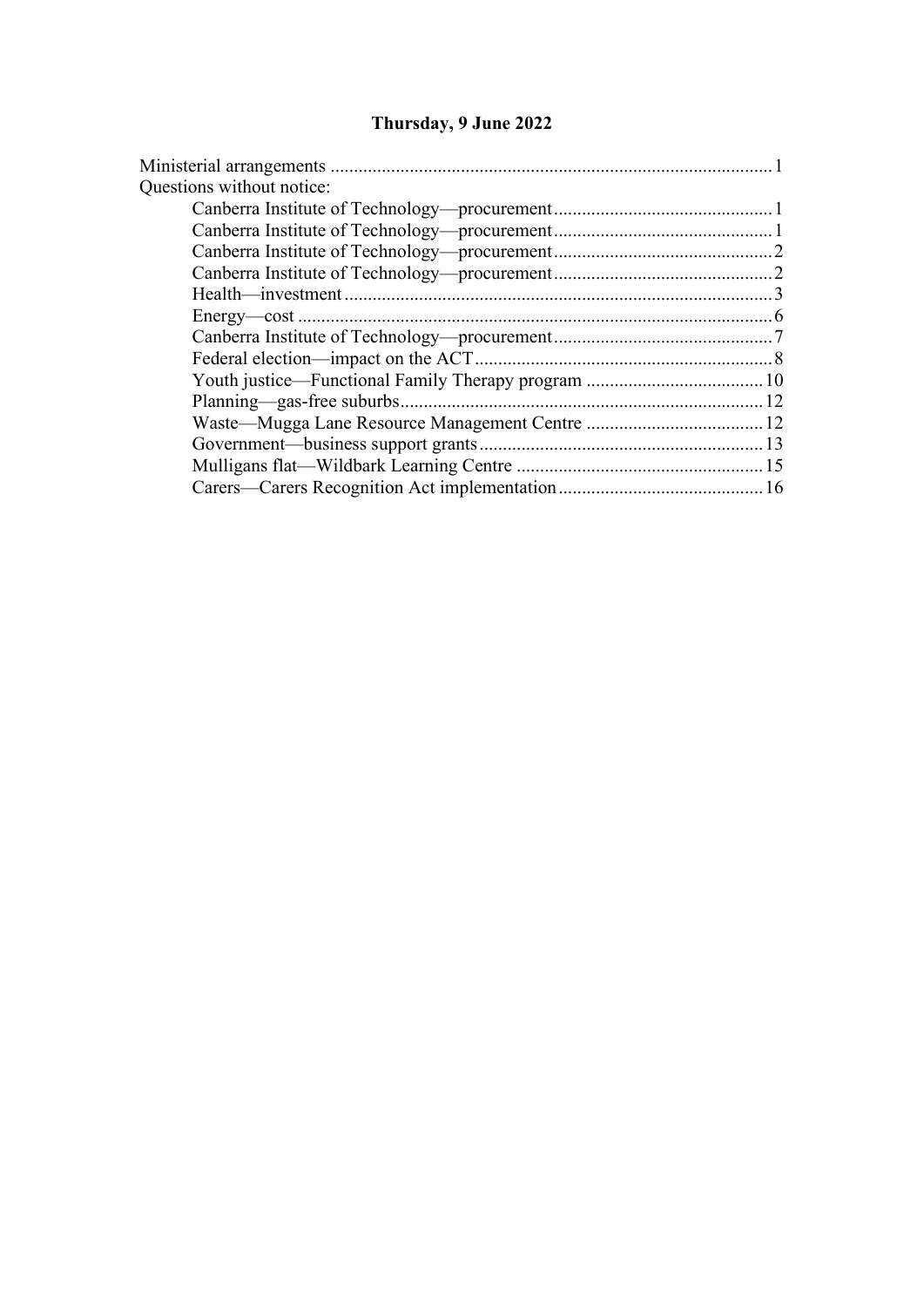# Thursday, 9 June 2022

| | |
|---|---|
| Ministerial arrangements | 1 |
| Questions without notice: | |
| Canberra Institute of Technology—procurement | 1 |
| Canberra Institute of Technology—procurement | 1 |
| Canberra Institute of Technology—procurement | 2 |
| Canberra Institute of Technology—procurement | 2 |
| Health—investment | 3 |
| Energy—cost | 6 |
| Canberra Institute of Technology—procurement | 7 |
| Federal election—impact on the ACT | 8 |
| Youth justice—Functional Family Therapy program | 10 |
| Planning—gas-free suburbs | 12 |
| Waste—Mugga Lane Resource Management Centre | 12 |
| Government—business support grants | 13 |
| Mulligans flat—Wildbark Learning Centre | 15 |
| Carers—Carers Recognition Act implementation | 16 |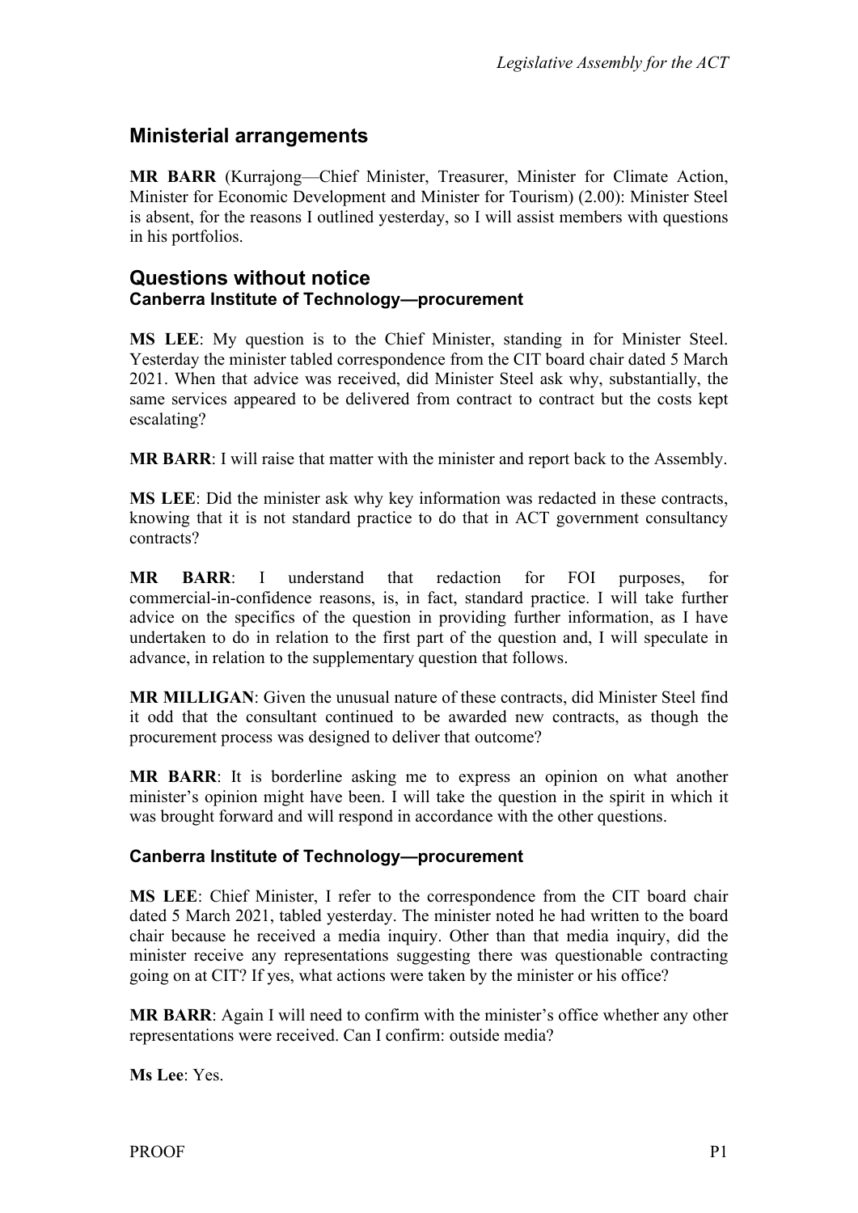## Ministerial arrangements

**MR BARR** (Kurrajong—Chief Minister, Treasurer, Minister for Climate Action, Minister for Economic Development and Minister for Tourism) (2.00): Minister Steel is absent, for the reasons I outlined yesterday, so I will assist members with questions in his portfolios.

## Questions without notice

### Canberra Institute of Technology—procurement

**MS LEE**: My question is to the Chief Minister, standing in for Minister Steel. Yesterday the minister tabled correspondence from the CIT board chair dated 5 March 2021. When that advice was received, did Minister Steel ask why, substantially, the same services appeared to be delivered from contract to contract but the costs kept escalating?

**MR BARR**: I will raise that matter with the minister and report back to the Assembly.

**MS LEE**: Did the minister ask why key information was redacted in these contracts, knowing that it is not standard practice to do that in ACT government consultancy contracts?

**MR BARR**: I understand that redaction for FOI purposes, for commercial-in-confidence reasons, is, in fact, standard practice. I will take further advice on the specifics of the question in providing further information, as I have undertaken to do in relation to the first part of the question and, I will speculate in advance, in relation to the supplementary question that follows.

**MR MILLIGAN**: Given the unusual nature of these contracts, did Minister Steel find it odd that the consultant continued to be awarded new contracts, as though the procurement process was designed to deliver that outcome?

**MR BARR**: It is borderline asking me to express an opinion on what another minister's opinion might have been. I will take the question in the spirit in which it was brought forward and will respond in accordance with the other questions.

### Canberra Institute of Technology—procurement

**MS LEE**: Chief Minister, I refer to the correspondence from the CIT board chair dated 5 March 2021, tabled yesterday. The minister noted he had written to the board chair because he received a media inquiry. Other than that media inquiry, did the minister receive any representations suggesting there was questionable contracting going on at CIT? If yes, what actions were taken by the minister or his office?

**MR BARR**: Again I will need to confirm with the minister's office whether any other representations were received. Can I confirm: outside media?

**Ms Lee**: Yes.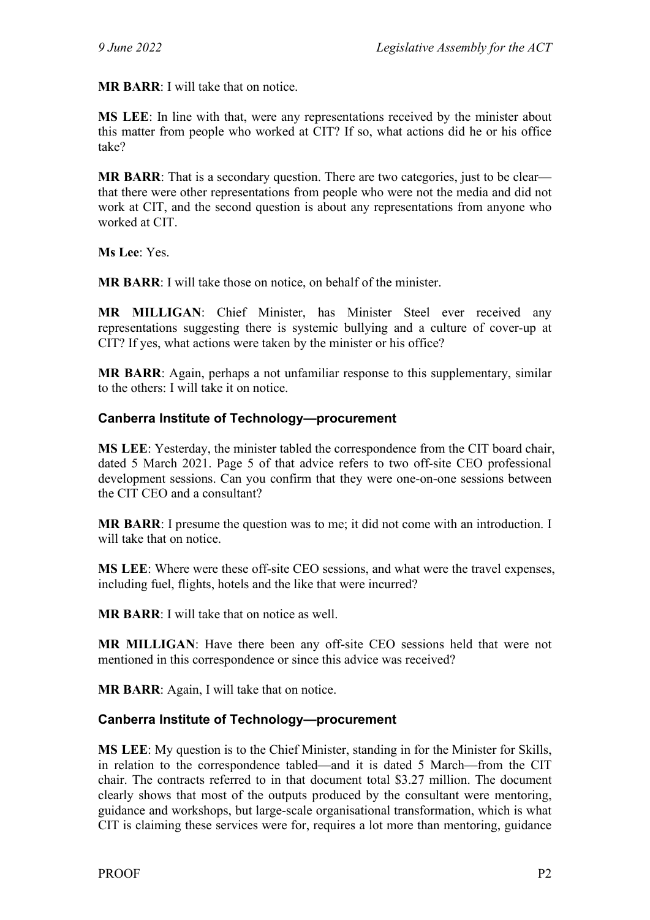**MR BARR**: I will take that on notice.

**MS LEE**: In line with that, were any representations received by the minister about this matter from people who worked at CIT? If so, what actions did he or his office take?

**MR BARR**: That is a secondary question. There are two categories, just to be clear—that there were other representations from people who were not the media and did not work at CIT, and the second question is about any representations from anyone who worked at CIT.

**Ms Lee**: Yes.

**MR BARR**: I will take those on notice, on behalf of the minister.

**MR MILLIGAN**: Chief Minister, has Minister Steel ever received any representations suggesting there is systemic bullying and a culture of cover-up at CIT? If yes, what actions were taken by the minister or his office?

**MR BARR**: Again, perhaps a not unfamiliar response to this supplementary, similar to the others: I will take it on notice.

### Canberra Institute of Technology—procurement

**MS LEE**: Yesterday, the minister tabled the correspondence from the CIT board chair, dated 5 March 2021. Page 5 of that advice refers to two off-site CEO professional development sessions. Can you confirm that they were one-on-one sessions between the CIT CEO and a consultant?

**MR BARR**: I presume the question was to me; it did not come with an introduction. I will take that on notice.

**MS LEE**: Where were these off-site CEO sessions, and what were the travel expenses, including fuel, flights, hotels and the like that were incurred?

**MR BARR**: I will take that on notice as well.

**MR MILLIGAN**: Have there been any off-site CEO sessions held that were not mentioned in this correspondence or since this advice was received?

**MR BARR**: Again, I will take that on notice.

### Canberra Institute of Technology—procurement

**MS LEE**: My question is to the Chief Minister, standing in for the Minister for Skills, in relation to the correspondence tabled—and it is dated 5 March—from the CIT chair. The contracts referred to in that document total $3.27 million. The document clearly shows that most of the outputs produced by the consultant were mentoring, guidance and workshops, but large-scale organisational transformation, which is what CIT is claiming these services were for, requires a lot more than mentoring, guidance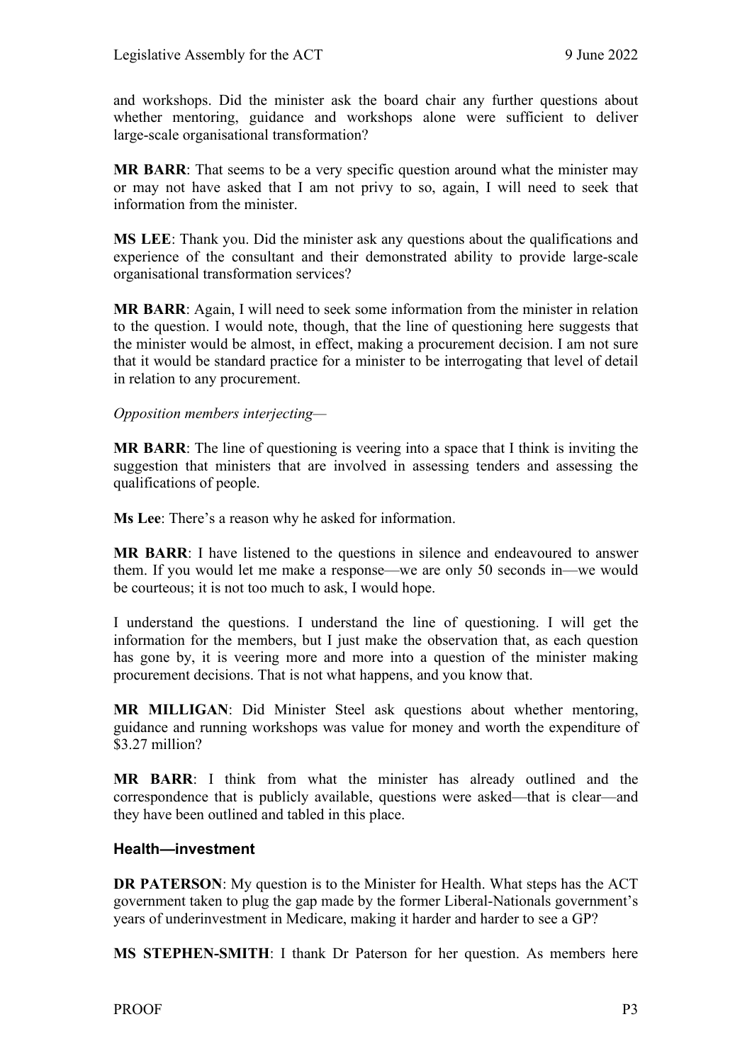and workshops. Did the minister ask the board chair any further questions about whether mentoring, guidance and workshops alone were sufficient to deliver large-scale organisational transformation?

**MR BARR**: That seems to be a very specific question around what the minister may or may not have asked that I am not privy to so, again, I will need to seek that information from the minister.

**MS LEE**: Thank you. Did the minister ask any questions about the qualifications and experience of the consultant and their demonstrated ability to provide large-scale organisational transformation services?

**MR BARR**: Again, I will need to seek some information from the minister in relation to the question. I would note, though, that the line of questioning here suggests that the minister would be almost, in effect, making a procurement decision. I am not sure that it would be standard practice for a minister to be interrogating that level of detail in relation to any procurement.

*Opposition members interjecting—*

**MR BARR**: The line of questioning is veering into a space that I think is inviting the suggestion that ministers that are involved in assessing tenders and assessing the qualifications of people.

**Ms Lee**: There's a reason why he asked for information.

**MR BARR**: I have listened to the questions in silence and endeavoured to answer them. If you would let me make a response—we are only 50 seconds in—we would be courteous; it is not too much to ask, I would hope.

I understand the questions. I understand the line of questioning. I will get the information for the members, but I just make the observation that, as each question has gone by, it is veering more and more into a question of the minister making procurement decisions. That is not what happens, and you know that.

**MR MILLIGAN**: Did Minister Steel ask questions about whether mentoring, guidance and running workshops was value for money and worth the expenditure of $3.27 million?

**MR BARR**: I think from what the minister has already outlined and the correspondence that is publicly available, questions were asked—that is clear—and they have been outlined and tabled in this place.

### Health—investment

**DR PATERSON**: My question is to the Minister for Health. What steps has the ACT government taken to plug the gap made by the former Liberal-Nationals government's years of underinvestment in Medicare, making it harder and harder to see a GP?

**MS STEPHEN-SMITH**: I thank Dr Paterson for her question. As members here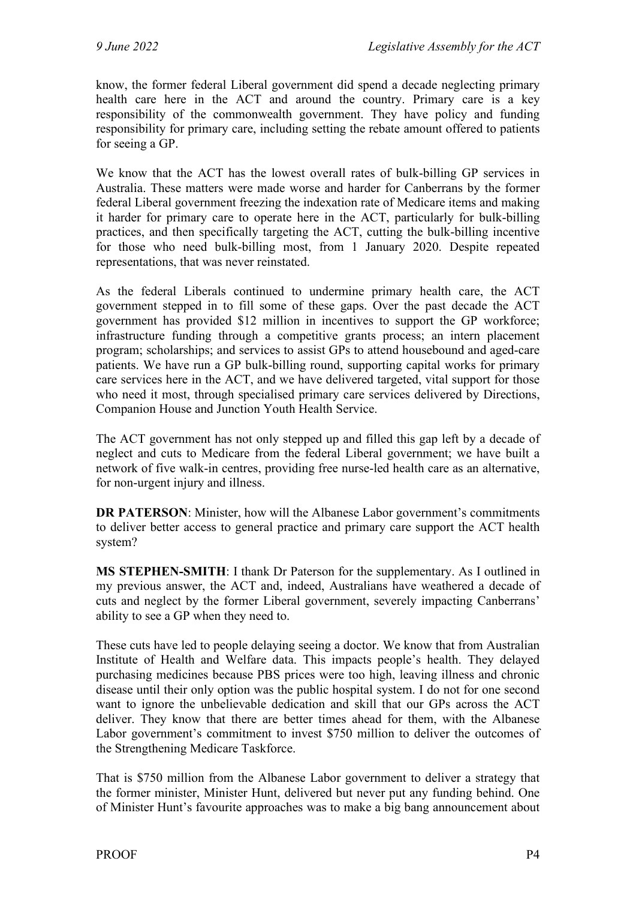know, the former federal Liberal government did spend a decade neglecting primary health care here in the ACT and around the country. Primary care is a key responsibility of the commonwealth government. They have policy and funding responsibility for primary care, including setting the rebate amount offered to patients for seeing a GP.

We know that the ACT has the lowest overall rates of bulk-billing GP services in Australia. These matters were made worse and harder for Canberrans by the former federal Liberal government freezing the indexation rate of Medicare items and making it harder for primary care to operate here in the ACT, particularly for bulk-billing practices, and then specifically targeting the ACT, cutting the bulk-billing incentive for those who need bulk-billing most, from 1 January 2020. Despite repeated representations, that was never reinstated.

As the federal Liberals continued to undermine primary health care, the ACT government stepped in to fill some of these gaps. Over the past decade the ACT government has provided $12 million in incentives to support the GP workforce; infrastructure funding through a competitive grants process; an intern placement program; scholarships; and services to assist GPs to attend housebound and aged-care patients. We have run a GP bulk-billing round, supporting capital works for primary care services here in the ACT, and we have delivered targeted, vital support for those who need it most, through specialised primary care services delivered by Directions, Companion House and Junction Youth Health Service.

The ACT government has not only stepped up and filled this gap left by a decade of neglect and cuts to Medicare from the federal Liberal government; we have built a network of five walk-in centres, providing free nurse-led health care as an alternative, for non-urgent injury and illness.

**DR PATERSON**: Minister, how will the Albanese Labor government's commitments to deliver better access to general practice and primary care support the ACT health system?

**MS STEPHEN-SMITH**: I thank Dr Paterson for the supplementary. As I outlined in my previous answer, the ACT and, indeed, Australians have weathered a decade of cuts and neglect by the former Liberal government, severely impacting Canberrans' ability to see a GP when they need to.

These cuts have led to people delaying seeing a doctor. We know that from Australian Institute of Health and Welfare data. This impacts people's health. They delayed purchasing medicines because PBS prices were too high, leaving illness and chronic disease until their only option was the public hospital system. I do not for one second want to ignore the unbelievable dedication and skill that our GPs across the ACT deliver. They know that there are better times ahead for them, with the Albanese Labor government's commitment to invest $750 million to deliver the outcomes of the Strengthening Medicare Taskforce.

That is $750 million from the Albanese Labor government to deliver a strategy that the former minister, Minister Hunt, delivered but never put any funding behind. One of Minister Hunt's favourite approaches was to make a big bang announcement about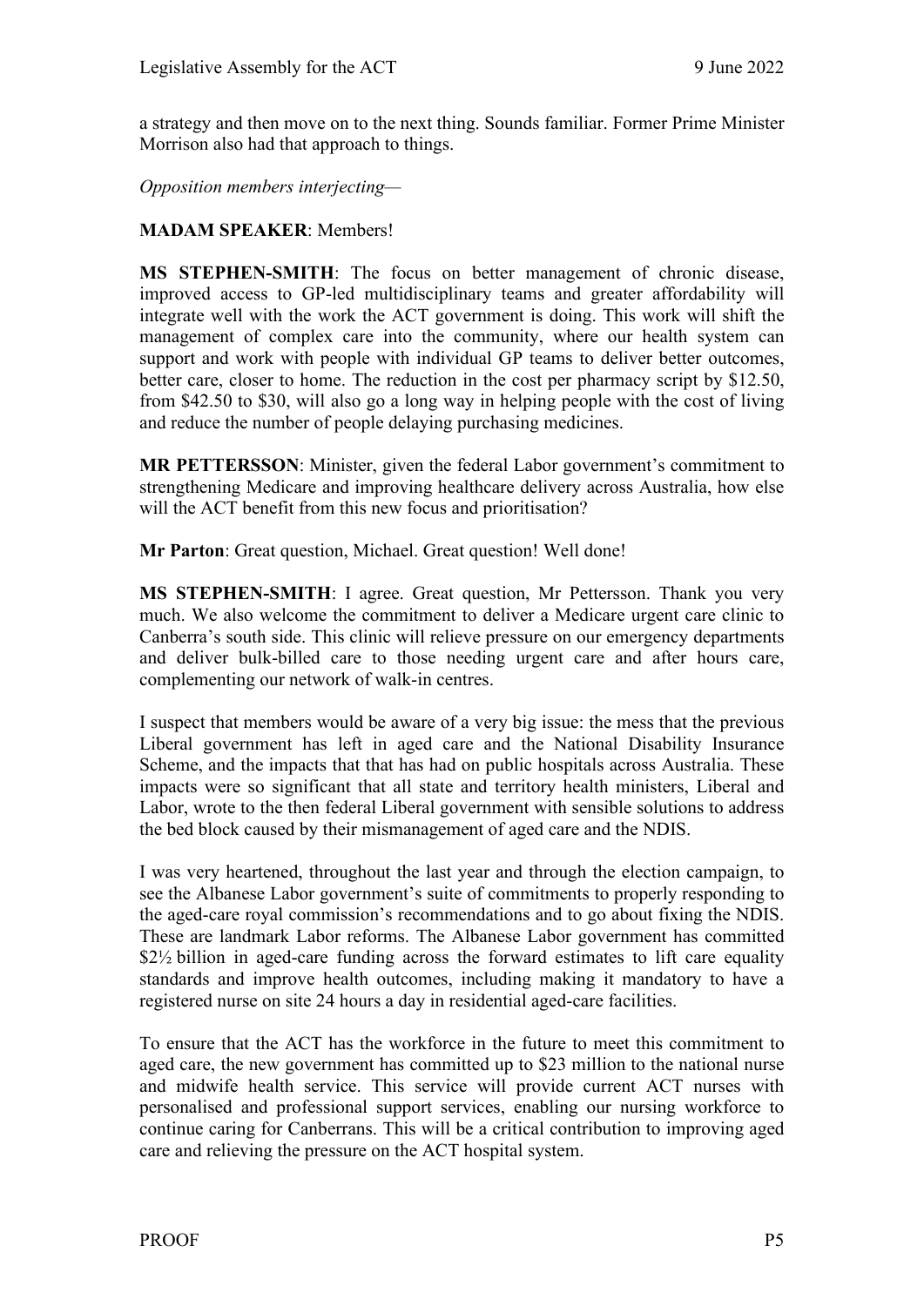a strategy and then move on to the next thing. Sounds familiar. Former Prime Minister Morrison also had that approach to things.

*Opposition members interjecting—*

**MADAM SPEAKER**: Members!

**MS STEPHEN-SMITH**: The focus on better management of chronic disease, improved access to GP-led multidisciplinary teams and greater affordability will integrate well with the work the ACT government is doing. This work will shift the management of complex care into the community, where our health system can support and work with people with individual GP teams to deliver better outcomes, better care, closer to home. The reduction in the cost per pharmacy script by $12.50, from $42.50 to $30, will also go a long way in helping people with the cost of living and reduce the number of people delaying purchasing medicines.

**MR PETTERSSON**: Minister, given the federal Labor government's commitment to strengthening Medicare and improving healthcare delivery across Australia, how else will the ACT benefit from this new focus and prioritisation?

**Mr Parton**: Great question, Michael. Great question! Well done!

**MS STEPHEN-SMITH**: I agree. Great question, Mr Pettersson. Thank you very much. We also welcome the commitment to deliver a Medicare urgent care clinic to Canberra's south side. This clinic will relieve pressure on our emergency departments and deliver bulk-billed care to those needing urgent care and after hours care, complementing our network of walk-in centres.

I suspect that members would be aware of a very big issue: the mess that the previous Liberal government has left in aged care and the National Disability Insurance Scheme, and the impacts that that has had on public hospitals across Australia. These impacts were so significant that all state and territory health ministers, Liberal and Labor, wrote to the then federal Liberal government with sensible solutions to address the bed block caused by their mismanagement of aged care and the NDIS.

I was very heartened, throughout the last year and through the election campaign, to see the Albanese Labor government's suite of commitments to properly responding to the aged-care royal commission's recommendations and to go about fixing the NDIS. These are landmark Labor reforms. The Albanese Labor government has committed $2½ billion in aged-care funding across the forward estimates to lift care equality standards and improve health outcomes, including making it mandatory to have a registered nurse on site 24 hours a day in residential aged-care facilities.

To ensure that the ACT has the workforce in the future to meet this commitment to aged care, the new government has committed up to $23 million to the national nurse and midwife health service. This service will provide current ACT nurses with personalised and professional support services, enabling our nursing workforce to continue caring for Canberrans. This will be a critical contribution to improving aged care and relieving the pressure on the ACT hospital system.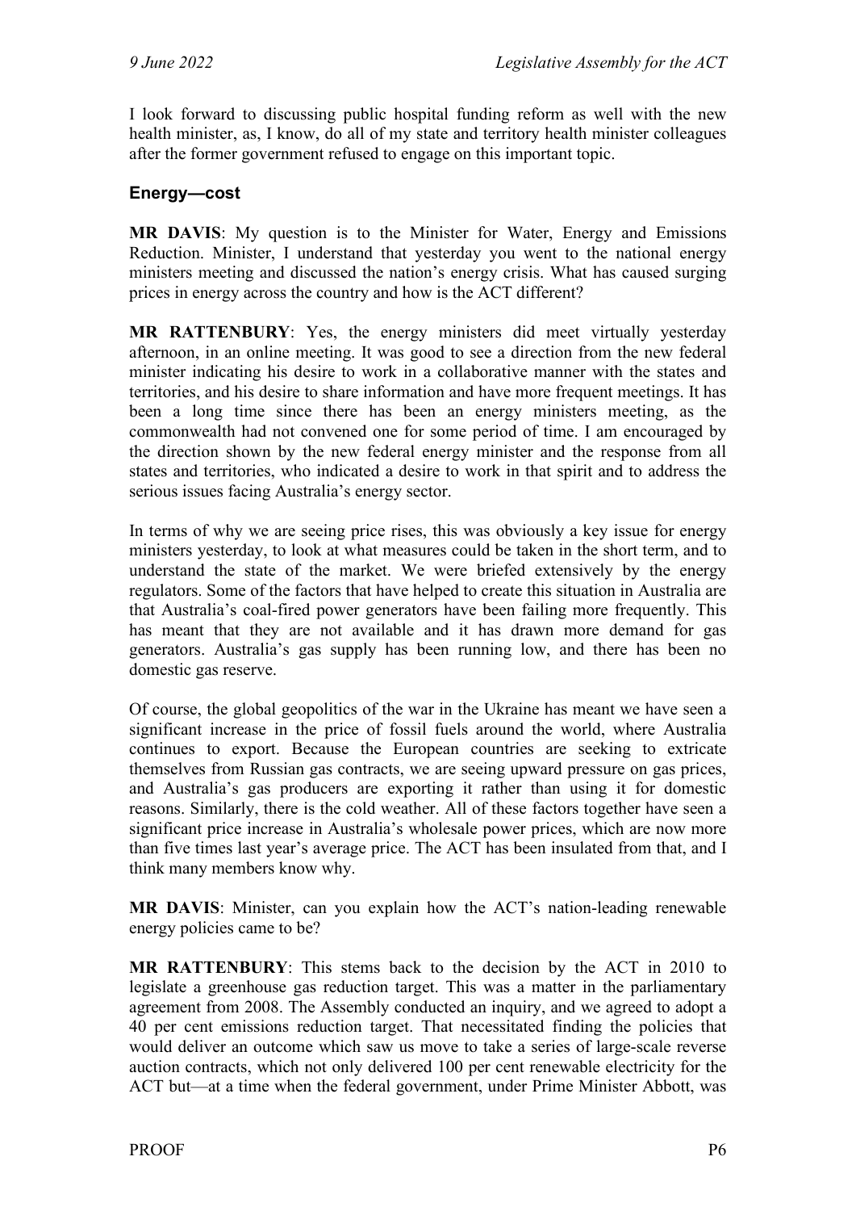I look forward to discussing public hospital funding reform as well with the new health minister, as, I know, do all of my state and territory health minister colleagues after the former government refused to engage on this important topic.

### Energy—cost

**MR DAVIS**: My question is to the Minister for Water, Energy and Emissions Reduction. Minister, I understand that yesterday you went to the national energy ministers meeting and discussed the nation's energy crisis. What has caused surging prices in energy across the country and how is the ACT different?

**MR RATTENBURY**: Yes, the energy ministers did meet virtually yesterday afternoon, in an online meeting. It was good to see a direction from the new federal minister indicating his desire to work in a collaborative manner with the states and territories, and his desire to share information and have more frequent meetings. It has been a long time since there has been an energy ministers meeting, as the commonwealth had not convened one for some period of time. I am encouraged by the direction shown by the new federal energy minister and the response from all states and territories, who indicated a desire to work in that spirit and to address the serious issues facing Australia's energy sector.

In terms of why we are seeing price rises, this was obviously a key issue for energy ministers yesterday, to look at what measures could be taken in the short term, and to understand the state of the market. We were briefed extensively by the energy regulators. Some of the factors that have helped to create this situation in Australia are that Australia's coal-fired power generators have been failing more frequently. This has meant that they are not available and it has drawn more demand for gas generators. Australia's gas supply has been running low, and there has been no domestic gas reserve.

Of course, the global geopolitics of the war in the Ukraine has meant we have seen a significant increase in the price of fossil fuels around the world, where Australia continues to export. Because the European countries are seeking to extricate themselves from Russian gas contracts, we are seeing upward pressure on gas prices, and Australia's gas producers are exporting it rather than using it for domestic reasons. Similarly, there is the cold weather. All of these factors together have seen a significant price increase in Australia's wholesale power prices, which are now more than five times last year's average price. The ACT has been insulated from that, and I think many members know why.

**MR DAVIS**: Minister, can you explain how the ACT's nation-leading renewable energy policies came to be?

**MR RATTENBURY**: This stems back to the decision by the ACT in 2010 to legislate a greenhouse gas reduction target. This was a matter in the parliamentary agreement from 2008. The Assembly conducted an inquiry, and we agreed to adopt a 40 per cent emissions reduction target. That necessitated finding the policies that would deliver an outcome which saw us move to take a series of large-scale reverse auction contracts, which not only delivered 100 per cent renewable electricity for the ACT but—at a time when the federal government, under Prime Minister Abbott, was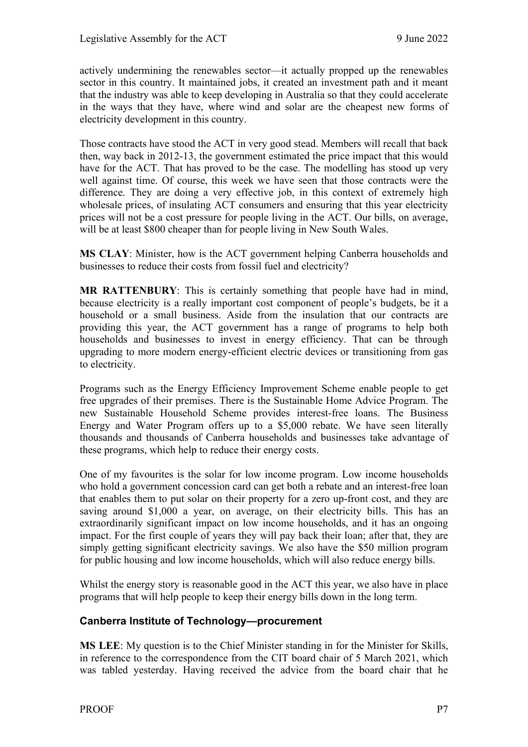actively undermining the renewables sector—it actually propped up the renewables sector in this country. It maintained jobs, it created an investment path and it meant that the industry was able to keep developing in Australia so that they could accelerate in the ways that they have, where wind and solar are the cheapest new forms of electricity development in this country.

Those contracts have stood the ACT in very good stead. Members will recall that back then, way back in 2012-13, the government estimated the price impact that this would have for the ACT. That has proved to be the case. The modelling has stood up very well against time. Of course, this week we have seen that those contracts were the difference. They are doing a very effective job, in this context of extremely high wholesale prices, of insulating ACT consumers and ensuring that this year electricity prices will not be a cost pressure for people living in the ACT. Our bills, on average, will be at least $800 cheaper than for people living in New South Wales.

**MS CLAY**: Minister, how is the ACT government helping Canberra households and businesses to reduce their costs from fossil fuel and electricity?

**MR RATTENBURY**: This is certainly something that people have had in mind, because electricity is a really important cost component of people's budgets, be it a household or a small business. Aside from the insulation that our contracts are providing this year, the ACT government has a range of programs to help both households and businesses to invest in energy efficiency. That can be through upgrading to more modern energy-efficient electric devices or transitioning from gas to electricity.

Programs such as the Energy Efficiency Improvement Scheme enable people to get free upgrades of their premises. There is the Sustainable Home Advice Program. The new Sustainable Household Scheme provides interest-free loans. The Business Energy and Water Program offers up to a $5,000 rebate. We have seen literally thousands and thousands of Canberra households and businesses take advantage of these programs, which help to reduce their energy costs.

One of my favourites is the solar for low income program. Low income households who hold a government concession card can get both a rebate and an interest-free loan that enables them to put solar on their property for a zero up-front cost, and they are saving around $1,000 a year, on average, on their electricity bills. This has an extraordinarily significant impact on low income households, and it has an ongoing impact. For the first couple of years they will pay back their loan; after that, they are simply getting significant electricity savings. We also have the $50 million program for public housing and low income households, which will also reduce energy bills.

Whilst the energy story is reasonable good in the ACT this year, we also have in place programs that will help people to keep their energy bills down in the long term.

### Canberra Institute of Technology—procurement

**MS LEE**: My question is to the Chief Minister standing in for the Minister for Skills, in reference to the correspondence from the CIT board chair of 5 March 2021, which was tabled yesterday. Having received the advice from the board chair that he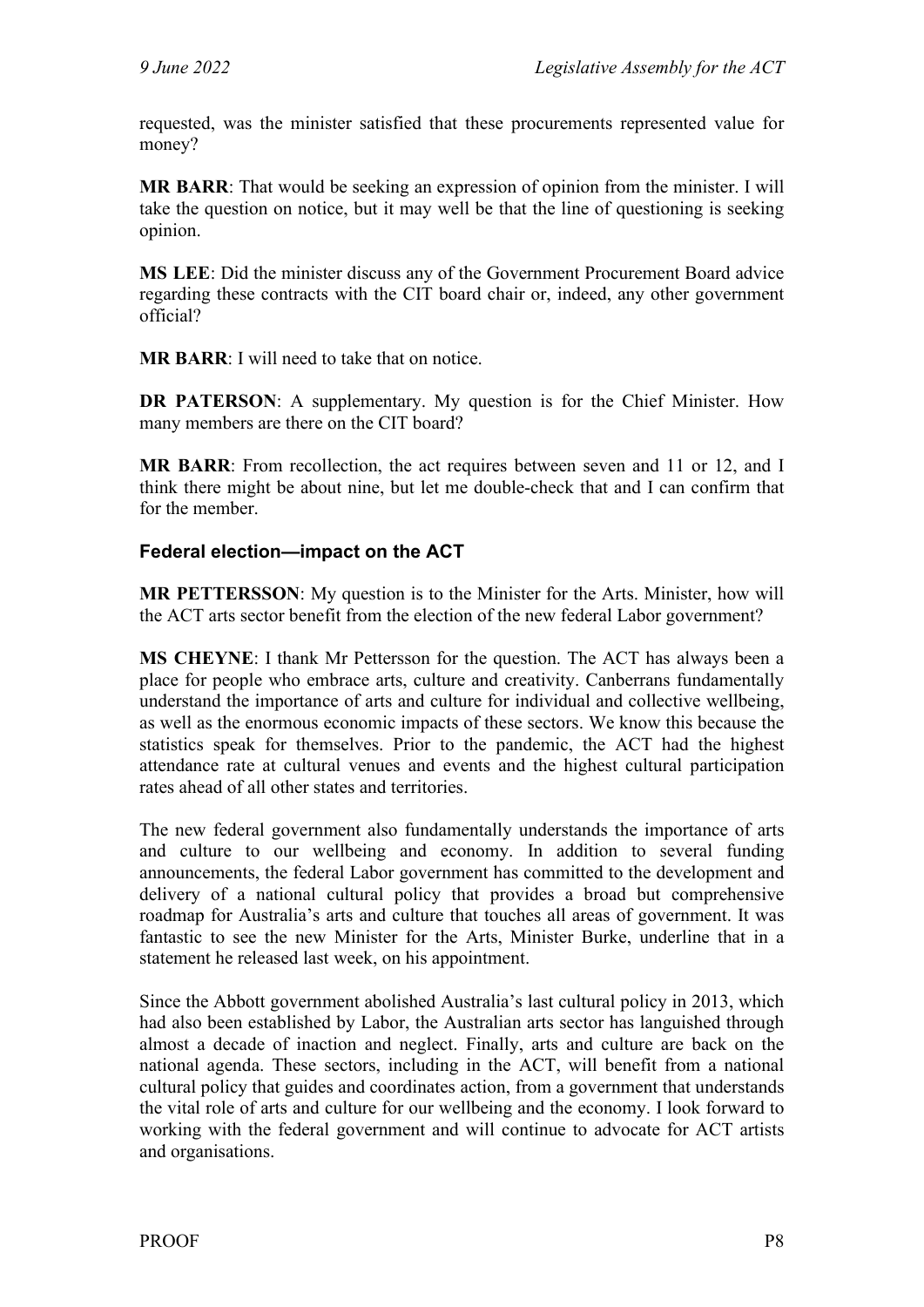requested, was the minister satisfied that these procurements represented value for money?

**MR BARR**: That would be seeking an expression of opinion from the minister. I will take the question on notice, but it may well be that the line of questioning is seeking opinion.

**MS LEE**: Did the minister discuss any of the Government Procurement Board advice regarding these contracts with the CIT board chair or, indeed, any other government official?

**MR BARR**: I will need to take that on notice.

**DR PATERSON**: A supplementary. My question is for the Chief Minister. How many members are there on the CIT board?

**MR BARR**: From recollection, the act requires between seven and 11 or 12, and I think there might be about nine, but let me double-check that and I can confirm that for the member.

### Federal election—impact on the ACT

**MR PETTERSSON**: My question is to the Minister for the Arts. Minister, how will the ACT arts sector benefit from the election of the new federal Labor government?

**MS CHEYNE**: I thank Mr Pettersson for the question. The ACT has always been a place for people who embrace arts, culture and creativity. Canberrans fundamentally understand the importance of arts and culture for individual and collective wellbeing, as well as the enormous economic impacts of these sectors. We know this because the statistics speak for themselves. Prior to the pandemic, the ACT had the highest attendance rate at cultural venues and events and the highest cultural participation rates ahead of all other states and territories.

The new federal government also fundamentally understands the importance of arts and culture to our wellbeing and economy. In addition to several funding announcements, the federal Labor government has committed to the development and delivery of a national cultural policy that provides a broad but comprehensive roadmap for Australia's arts and culture that touches all areas of government. It was fantastic to see the new Minister for the Arts, Minister Burke, underline that in a statement he released last week, on his appointment.

Since the Abbott government abolished Australia's last cultural policy in 2013, which had also been established by Labor, the Australian arts sector has languished through almost a decade of inaction and neglect. Finally, arts and culture are back on the national agenda. These sectors, including in the ACT, will benefit from a national cultural policy that guides and coordinates action, from a government that understands the vital role of arts and culture for our wellbeing and the economy. I look forward to working with the federal government and will continue to advocate for ACT artists and organisations.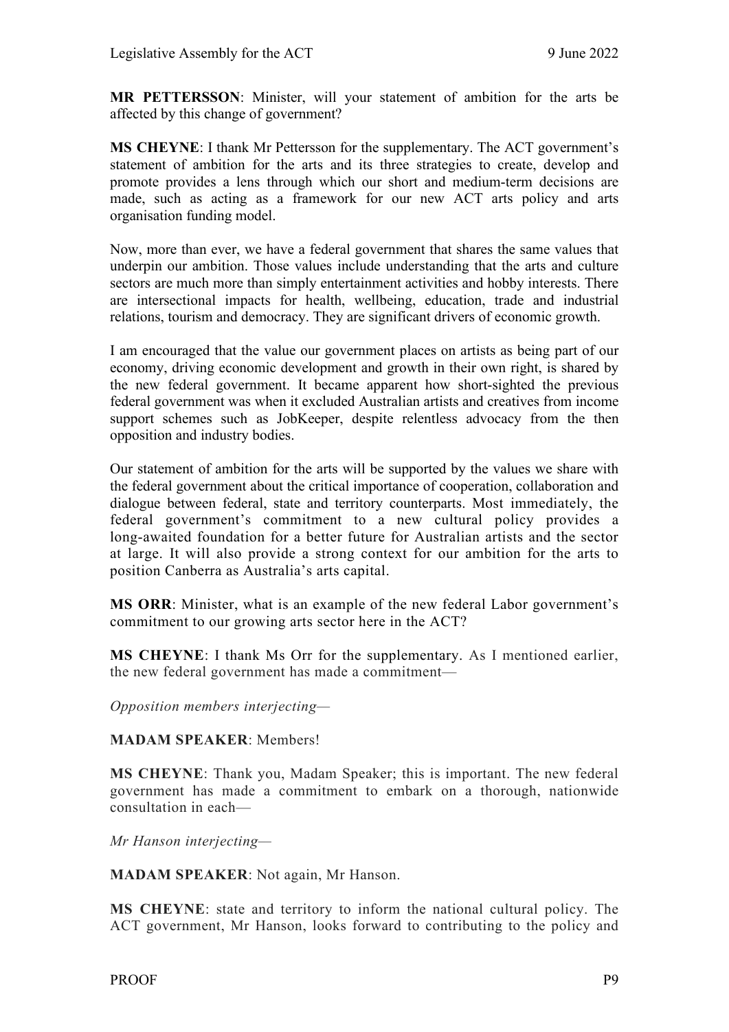**MR PETTERSSON**: Minister, will your statement of ambition for the arts be affected by this change of government?

**MS CHEYNE**: I thank Mr Pettersson for the supplementary. The ACT government's statement of ambition for the arts and its three strategies to create, develop and promote provides a lens through which our short and medium-term decisions are made, such as acting as a framework for our new ACT arts policy and arts organisation funding model.

Now, more than ever, we have a federal government that shares the same values that underpin our ambition. Those values include understanding that the arts and culture sectors are much more than simply entertainment activities and hobby interests. There are intersectional impacts for health, wellbeing, education, trade and industrial relations, tourism and democracy. They are significant drivers of economic growth.

I am encouraged that the value our government places on artists as being part of our economy, driving economic development and growth in their own right, is shared by the new federal government. It became apparent how short-sighted the previous federal government was when it excluded Australian artists and creatives from income support schemes such as JobKeeper, despite relentless advocacy from the then opposition and industry bodies.

Our statement of ambition for the arts will be supported by the values we share with the federal government about the critical importance of cooperation, collaboration and dialogue between federal, state and territory counterparts. Most immediately, the federal government's commitment to a new cultural policy provides a long-awaited foundation for a better future for Australian artists and the sector at large. It will also provide a strong context for our ambition for the arts to position Canberra as Australia's arts capital.

**MS ORR**: Minister, what is an example of the new federal Labor government's commitment to our growing arts sector here in the ACT?

**MS CHEYNE**: I thank Ms Orr for the supplementary. As I mentioned earlier, the new federal government has made a commitment—

*Opposition members interjecting—*

**MADAM SPEAKER**: Members!

**MS CHEYNE**: Thank you, Madam Speaker; this is important. The new federal government has made a commitment to embark on a thorough, nationwide consultation in each—

*Mr Hanson interjecting—*

**MADAM SPEAKER**: Not again, Mr Hanson.

**MS CHEYNE**: state and territory to inform the national cultural policy. The ACT government, Mr Hanson, looks forward to contributing to the policy and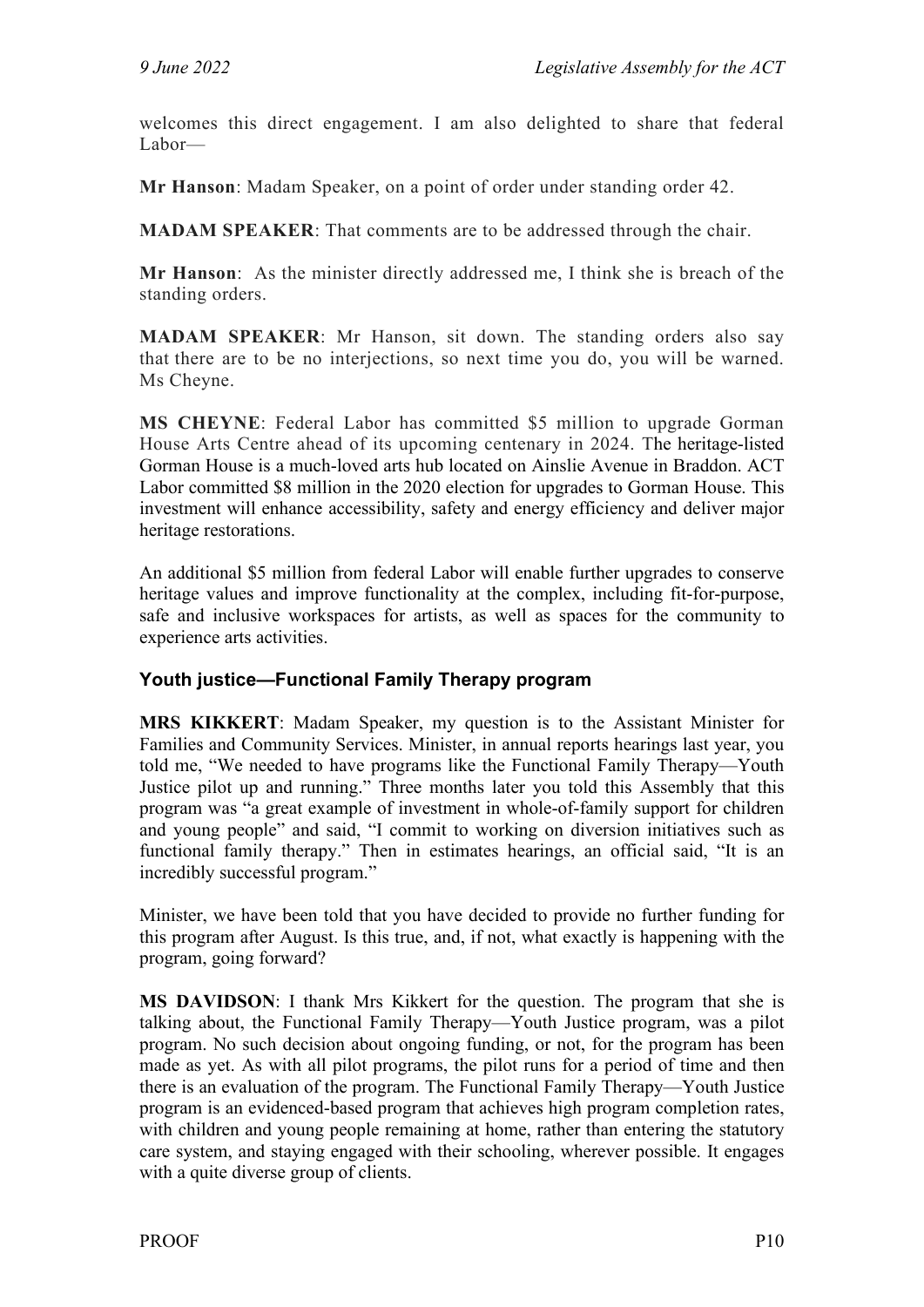welcomes this direct engagement. I am also delighted to share that federal Labor—

**Mr Hanson**: Madam Speaker, on a point of order under standing order 42.

**MADAM SPEAKER**: That comments are to be addressed through the chair.

**Mr Hanson**: As the minister directly addressed me, I think she is breach of the standing orders.

**MADAM SPEAKER**: Mr Hanson, sit down. The standing orders also say that there are to be no interjections, so next time you do, you will be warned. Ms Cheyne.

**MS CHEYNE**: Federal Labor has committed $5 million to upgrade Gorman House Arts Centre ahead of its upcoming centenary in 2024. The heritage-listed Gorman House is a much-loved arts hub located on Ainslie Avenue in Braddon. ACT Labor committed $8 million in the 2020 election for upgrades to Gorman House. This investment will enhance accessibility, safety and energy efficiency and deliver major heritage restorations.

An additional $5 million from federal Labor will enable further upgrades to conserve heritage values and improve functionality at the complex, including fit-for-purpose, safe and inclusive workspaces for artists, as well as spaces for the community to experience arts activities.

### Youth justice—Functional Family Therapy program

**MRS KIKKERT**: Madam Speaker, my question is to the Assistant Minister for Families and Community Services. Minister, in annual reports hearings last year, you told me, "We needed to have programs like the Functional Family Therapy—Youth Justice pilot up and running." Three months later you told this Assembly that this program was "a great example of investment in whole-of-family support for children and young people" and said, "I commit to working on diversion initiatives such as functional family therapy." Then in estimates hearings, an official said, "It is an incredibly successful program."

Minister, we have been told that you have decided to provide no further funding for this program after August. Is this true, and, if not, what exactly is happening with the program, going forward?

**MS DAVIDSON**: I thank Mrs Kikkert for the question. The program that she is talking about, the Functional Family Therapy—Youth Justice program, was a pilot program. No such decision about ongoing funding, or not, for the program has been made as yet. As with all pilot programs, the pilot runs for a period of time and then there is an evaluation of the program. The Functional Family Therapy—Youth Justice program is an evidenced-based program that achieves high program completion rates, with children and young people remaining at home, rather than entering the statutory care system, and staying engaged with their schooling, wherever possible. It engages with a quite diverse group of clients.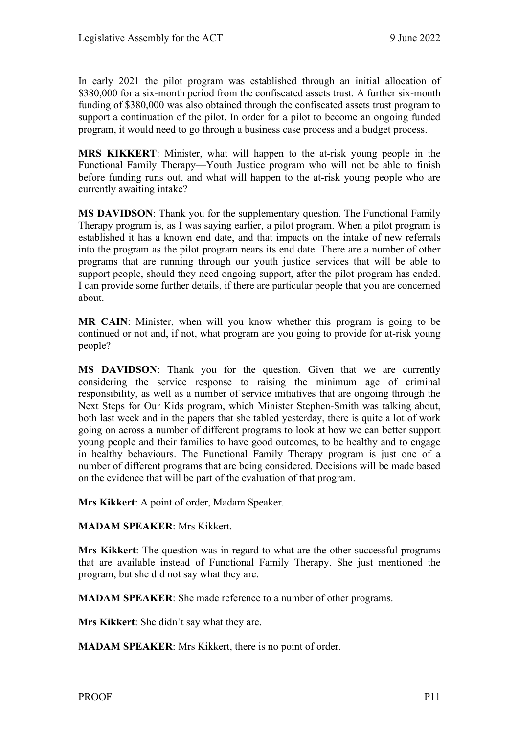In early 2021 the pilot program was established through an initial allocation of $380,000 for a six-month period from the confiscated assets trust. A further six-month funding of $380,000 was also obtained through the confiscated assets trust program to support a continuation of the pilot. In order for a pilot to become an ongoing funded program, it would need to go through a business case process and a budget process.

**MRS KIKKERT**: Minister, what will happen to the at-risk young people in the Functional Family Therapy—Youth Justice program who will not be able to finish before funding runs out, and what will happen to the at-risk young people who are currently awaiting intake?

**MS DAVIDSON**: Thank you for the supplementary question. The Functional Family Therapy program is, as I was saying earlier, a pilot program. When a pilot program is established it has a known end date, and that impacts on the intake of new referrals into the program as the pilot program nears its end date. There are a number of other programs that are running through our youth justice services that will be able to support people, should they need ongoing support, after the pilot program has ended. I can provide some further details, if there are particular people that you are concerned about.

**MR CAIN**: Minister, when will you know whether this program is going to be continued or not and, if not, what program are you going to provide for at-risk young people?

**MS DAVIDSON**: Thank you for the question. Given that we are currently considering the service response to raising the minimum age of criminal responsibility, as well as a number of service initiatives that are ongoing through the Next Steps for Our Kids program, which Minister Stephen-Smith was talking about, both last week and in the papers that she tabled yesterday, there is quite a lot of work going on across a number of different programs to look at how we can better support young people and their families to have good outcomes, to be healthy and to engage in healthy behaviours. The Functional Family Therapy program is just one of a number of different programs that are being considered. Decisions will be made based on the evidence that will be part of the evaluation of that program.

**Mrs Kikkert**: A point of order, Madam Speaker.

**MADAM SPEAKER**: Mrs Kikkert.

**Mrs Kikkert**: The question was in regard to what are the other successful programs that are available instead of Functional Family Therapy. She just mentioned the program, but she did not say what they are.

**MADAM SPEAKER**: She made reference to a number of other programs.

**Mrs Kikkert**: She didn't say what they are.

**MADAM SPEAKER**: Mrs Kikkert, there is no point of order.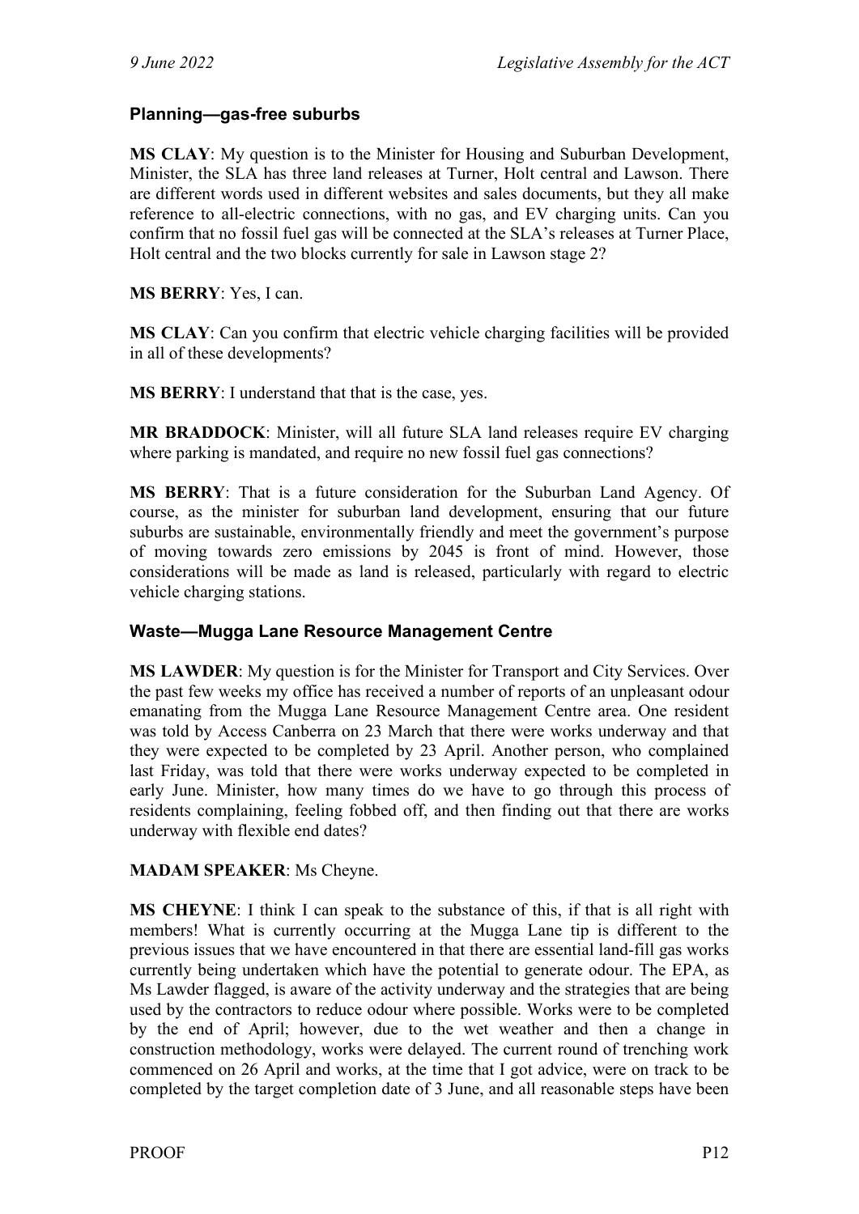### Planning—gas-free suburbs

**MS CLAY**: My question is to the Minister for Housing and Suburban Development, Minister, the SLA has three land releases at Turner, Holt central and Lawson. There are different words used in different websites and sales documents, but they all make reference to all-electric connections, with no gas, and EV charging units. Can you confirm that no fossil fuel gas will be connected at the SLA's releases at Turner Place, Holt central and the two blocks currently for sale in Lawson stage 2?

**MS BERRY**: Yes, I can.

**MS CLAY**: Can you confirm that electric vehicle charging facilities will be provided in all of these developments?

**MS BERRY**: I understand that that is the case, yes.

**MR BRADDOCK**: Minister, will all future SLA land releases require EV charging where parking is mandated, and require no new fossil fuel gas connections?

**MS BERRY**: That is a future consideration for the Suburban Land Agency. Of course, as the minister for suburban land development, ensuring that our future suburbs are sustainable, environmentally friendly and meet the government's purpose of moving towards zero emissions by 2045 is front of mind. However, those considerations will be made as land is released, particularly with regard to electric vehicle charging stations.

### Waste—Mugga Lane Resource Management Centre

**MS LAWDER**: My question is for the Minister for Transport and City Services. Over the past few weeks my office has received a number of reports of an unpleasant odour emanating from the Mugga Lane Resource Management Centre area. One resident was told by Access Canberra on 23 March that there were works underway and that they were expected to be completed by 23 April. Another person, who complained last Friday, was told that there were works underway expected to be completed in early June. Minister, how many times do we have to go through this process of residents complaining, feeling fobbed off, and then finding out that there are works underway with flexible end dates?

**MADAM SPEAKER**: Ms Cheyne.

**MS CHEYNE**: I think I can speak to the substance of this, if that is all right with members! What is currently occurring at the Mugga Lane tip is different to the previous issues that we have encountered in that there are essential land-fill gas works currently being undertaken which have the potential to generate odour. The EPA, as Ms Lawder flagged, is aware of the activity underway and the strategies that are being used by the contractors to reduce odour where possible. Works were to be completed by the end of April; however, due to the wet weather and then a change in construction methodology, works were delayed. The current round of trenching work commenced on 26 April and works, at the time that I got advice, were on track to be completed by the target completion date of 3 June, and all reasonable steps have been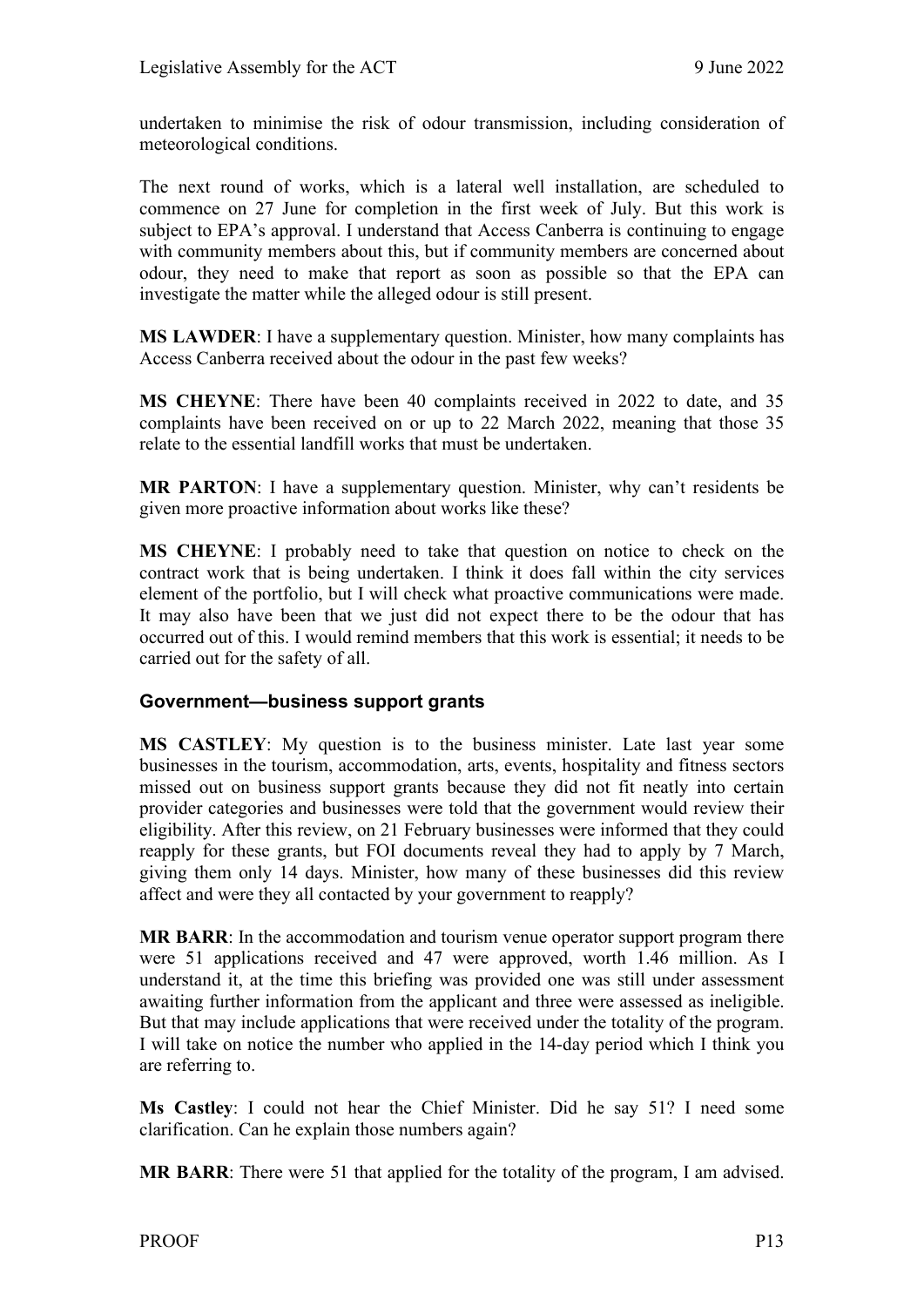undertaken to minimise the risk of odour transmission, including consideration of meteorological conditions.

The next round of works, which is a lateral well installation, are scheduled to commence on 27 June for completion in the first week of July. But this work is subject to EPA's approval. I understand that Access Canberra is continuing to engage with community members about this, but if community members are concerned about odour, they need to make that report as soon as possible so that the EPA can investigate the matter while the alleged odour is still present.

**MS LAWDER**: I have a supplementary question. Minister, how many complaints has Access Canberra received about the odour in the past few weeks?

**MS CHEYNE**: There have been 40 complaints received in 2022 to date, and 35 complaints have been received on or up to 22 March 2022, meaning that those 35 relate to the essential landfill works that must be undertaken.

**MR PARTON**: I have a supplementary question. Minister, why can't residents be given more proactive information about works like these?

**MS CHEYNE**: I probably need to take that question on notice to check on the contract work that is being undertaken. I think it does fall within the city services element of the portfolio, but I will check what proactive communications were made. It may also have been that we just did not expect there to be the odour that has occurred out of this. I would remind members that this work is essential; it needs to be carried out for the safety of all.

### Government—business support grants

**MS CASTLEY**: My question is to the business minister. Late last year some businesses in the tourism, accommodation, arts, events, hospitality and fitness sectors missed out on business support grants because they did not fit neatly into certain provider categories and businesses were told that the government would review their eligibility. After this review, on 21 February businesses were informed that they could reapply for these grants, but FOI documents reveal they had to apply by 7 March, giving them only 14 days. Minister, how many of these businesses did this review affect and were they all contacted by your government to reapply?

**MR BARR**: In the accommodation and tourism venue operator support program there were 51 applications received and 47 were approved, worth 1.46 million. As I understand it, at the time this briefing was provided one was still under assessment awaiting further information from the applicant and three were assessed as ineligible. But that may include applications that were received under the totality of the program. I will take on notice the number who applied in the 14-day period which I think you are referring to.

**Ms Castley**: I could not hear the Chief Minister. Did he say 51? I need some clarification. Can he explain those numbers again?

**MR BARR**: There were 51 that applied for the totality of the program, I am advised.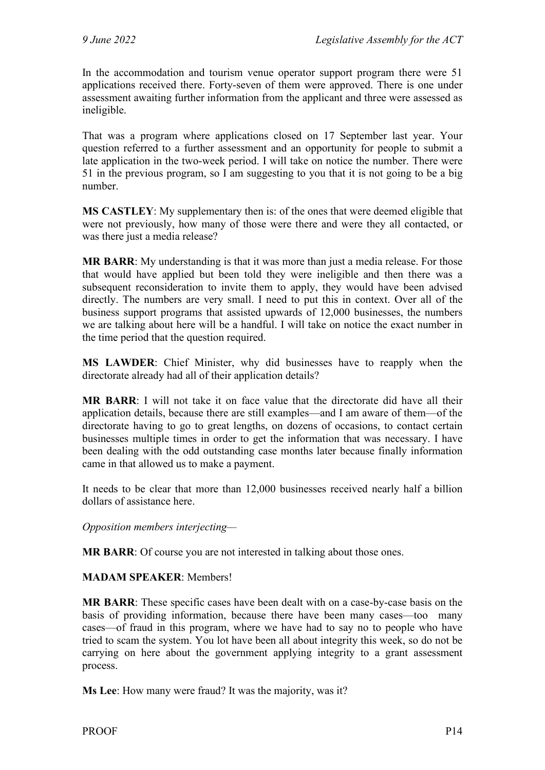In the accommodation and tourism venue operator support program there were 51 applications received there. Forty-seven of them were approved. There is one under assessment awaiting further information from the applicant and three were assessed as ineligible.

That was a program where applications closed on 17 September last year. Your question referred to a further assessment and an opportunity for people to submit a late application in the two-week period. I will take on notice the number. There were 51 in the previous program, so I am suggesting to you that it is not going to be a big number.

**MS CASTLEY**: My supplementary then is: of the ones that were deemed eligible that were not previously, how many of those were there and were they all contacted, or was there just a media release?

**MR BARR**: My understanding is that it was more than just a media release. For those that would have applied but been told they were ineligible and then there was a subsequent reconsideration to invite them to apply, they would have been advised directly. The numbers are very small. I need to put this in context. Over all of the business support programs that assisted upwards of 12,000 businesses, the numbers we are talking about here will be a handful. I will take on notice the exact number in the time period that the question required.

**MS LAWDER**: Chief Minister, why did businesses have to reapply when the directorate already had all of their application details?

**MR BARR**: I will not take it on face value that the directorate did have all their application details, because there are still examples—and I am aware of them—of the directorate having to go to great lengths, on dozens of occasions, to contact certain businesses multiple times in order to get the information that was necessary. I have been dealing with the odd outstanding case months later because finally information came in that allowed us to make a payment.

It needs to be clear that more than 12,000 businesses received nearly half a billion dollars of assistance here.

*Opposition members interjecting—*

**MR BARR**: Of course you are not interested in talking about those ones.

**MADAM SPEAKER**: Members!

**MR BARR**: These specific cases have been dealt with on a case-by-case basis on the basis of providing information, because there have been many cases—too many cases—of fraud in this program, where we have had to say no to people who have tried to scam the system. You lot have been all about integrity this week, so do not be carrying on here about the government applying integrity to a grant assessment process.

**Ms Lee**: How many were fraud? It was the majority, was it?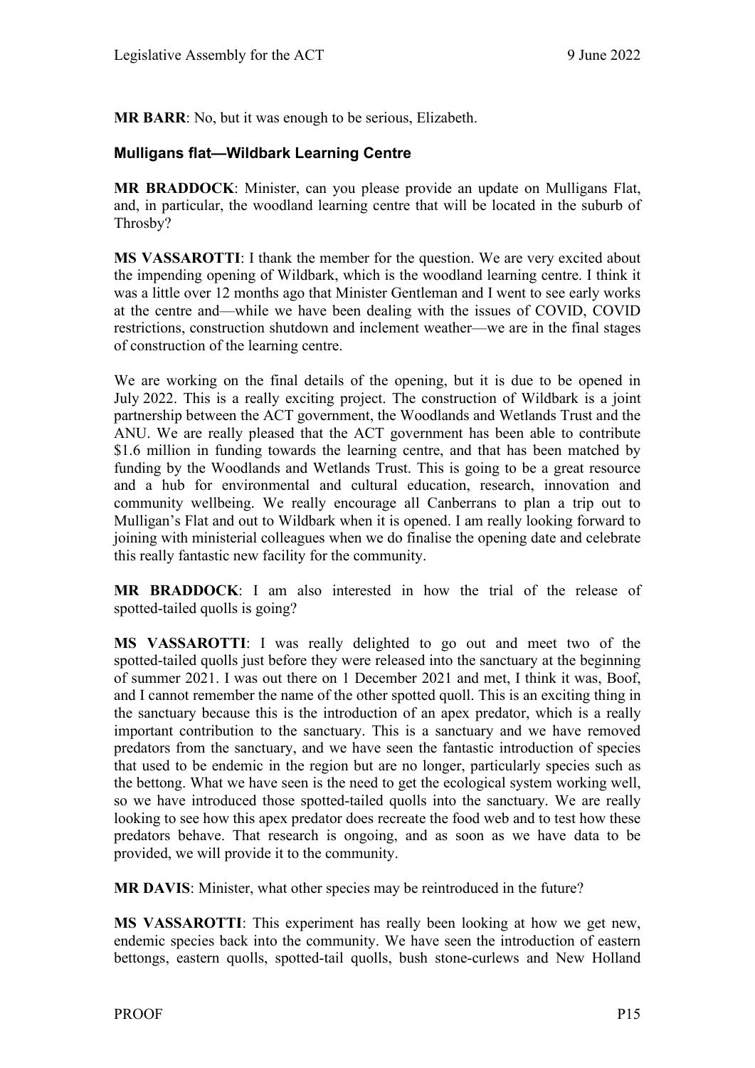**MR BARR**: No, but it was enough to be serious, Elizabeth.

### Mulligans flat—Wildbark Learning Centre

**MR BRADDOCK**: Minister, can you please provide an update on Mulligans Flat, and, in particular, the woodland learning centre that will be located in the suburb of Throsby?

**MS VASSAROTTI**: I thank the member for the question. We are very excited about the impending opening of Wildbark, which is the woodland learning centre. I think it was a little over 12 months ago that Minister Gentleman and I went to see early works at the centre and—while we have been dealing with the issues of COVID, COVID restrictions, construction shutdown and inclement weather—we are in the final stages of construction of the learning centre.

We are working on the final details of the opening, but it is due to be opened in July 2022. This is a really exciting project. The construction of Wildbark is a joint partnership between the ACT government, the Woodlands and Wetlands Trust and the ANU. We are really pleased that the ACT government has been able to contribute $1.6 million in funding towards the learning centre, and that has been matched by funding by the Woodlands and Wetlands Trust. This is going to be a great resource and a hub for environmental and cultural education, research, innovation and community wellbeing. We really encourage all Canberrans to plan a trip out to Mulligan's Flat and out to Wildbark when it is opened. I am really looking forward to joining with ministerial colleagues when we do finalise the opening date and celebrate this really fantastic new facility for the community.

**MR BRADDOCK**: I am also interested in how the trial of the release of spotted-tailed quolls is going?

**MS VASSAROTTI**: I was really delighted to go out and meet two of the spotted-tailed quolls just before they were released into the sanctuary at the beginning of summer 2021. I was out there on 1 December 2021 and met, I think it was, Boof, and I cannot remember the name of the other spotted quoll. This is an exciting thing in the sanctuary because this is the introduction of an apex predator, which is a really important contribution to the sanctuary. This is a sanctuary and we have removed predators from the sanctuary, and we have seen the fantastic introduction of species that used to be endemic in the region but are no longer, particularly species such as the bettong. What we have seen is the need to get the ecological system working well, so we have introduced those spotted-tailed quolls into the sanctuary. We are really looking to see how this apex predator does recreate the food web and to test how these predators behave. That research is ongoing, and as soon as we have data to be provided, we will provide it to the community.

**MR DAVIS**: Minister, what other species may be reintroduced in the future?

**MS VASSAROTTI**: This experiment has really been looking at how we get new, endemic species back into the community. We have seen the introduction of eastern bettongs, eastern quolls, spotted-tail quolls, bush stone-curlews and New Holland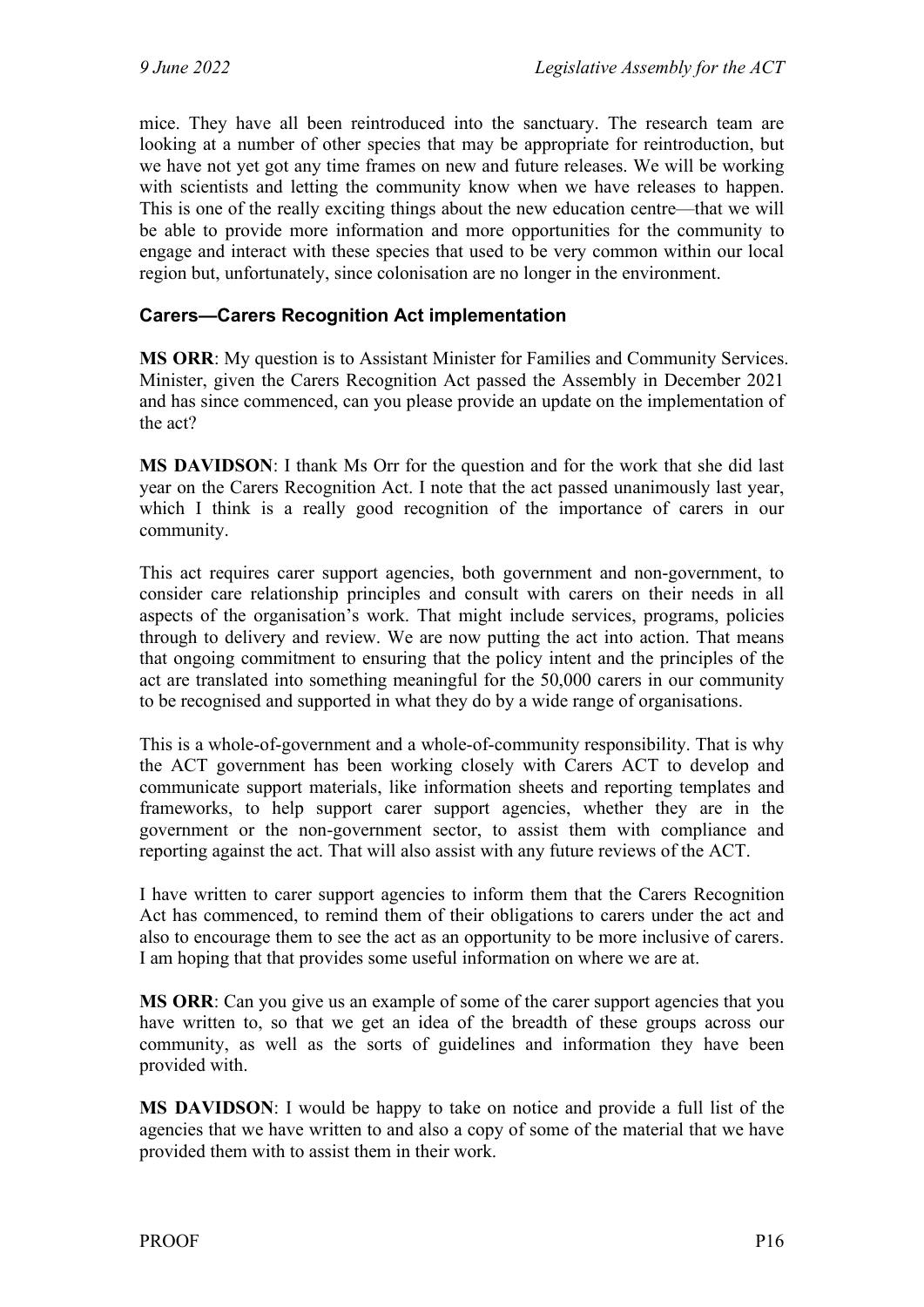mice. They have all been reintroduced into the sanctuary. The research team are looking at a number of other species that may be appropriate for reintroduction, but we have not yet got any time frames on new and future releases. We will be working with scientists and letting the community know when we have releases to happen. This is one of the really exciting things about the new education centre—that we will be able to provide more information and more opportunities for the community to engage and interact with these species that used to be very common within our local region but, unfortunately, since colonisation are no longer in the environment.

### Carers—Carers Recognition Act implementation

**MS ORR**: My question is to Assistant Minister for Families and Community Services. Minister, given the Carers Recognition Act passed the Assembly in December 2021 and has since commenced, can you please provide an update on the implementation of the act?

**MS DAVIDSON**: I thank Ms Orr for the question and for the work that she did last year on the Carers Recognition Act. I note that the act passed unanimously last year, which I think is a really good recognition of the importance of carers in our community.

This act requires carer support agencies, both government and non-government, to consider care relationship principles and consult with carers on their needs in all aspects of the organisation's work. That might include services, programs, policies through to delivery and review. We are now putting the act into action. That means that ongoing commitment to ensuring that the policy intent and the principles of the act are translated into something meaningful for the 50,000 carers in our community to be recognised and supported in what they do by a wide range of organisations.

This is a whole-of-government and a whole-of-community responsibility. That is why the ACT government has been working closely with Carers ACT to develop and communicate support materials, like information sheets and reporting templates and frameworks, to help support carer support agencies, whether they are in the government or the non-government sector, to assist them with compliance and reporting against the act. That will also assist with any future reviews of the ACT.

I have written to carer support agencies to inform them that the Carers Recognition Act has commenced, to remind them of their obligations to carers under the act and also to encourage them to see the act as an opportunity to be more inclusive of carers. I am hoping that that provides some useful information on where we are at.

**MS ORR**: Can you give us an example of some of the carer support agencies that you have written to, so that we get an idea of the breadth of these groups across our community, as well as the sorts of guidelines and information they have been provided with.

**MS DAVIDSON**: I would be happy to take on notice and provide a full list of the agencies that we have written to and also a copy of some of the material that we have provided them with to assist them in their work.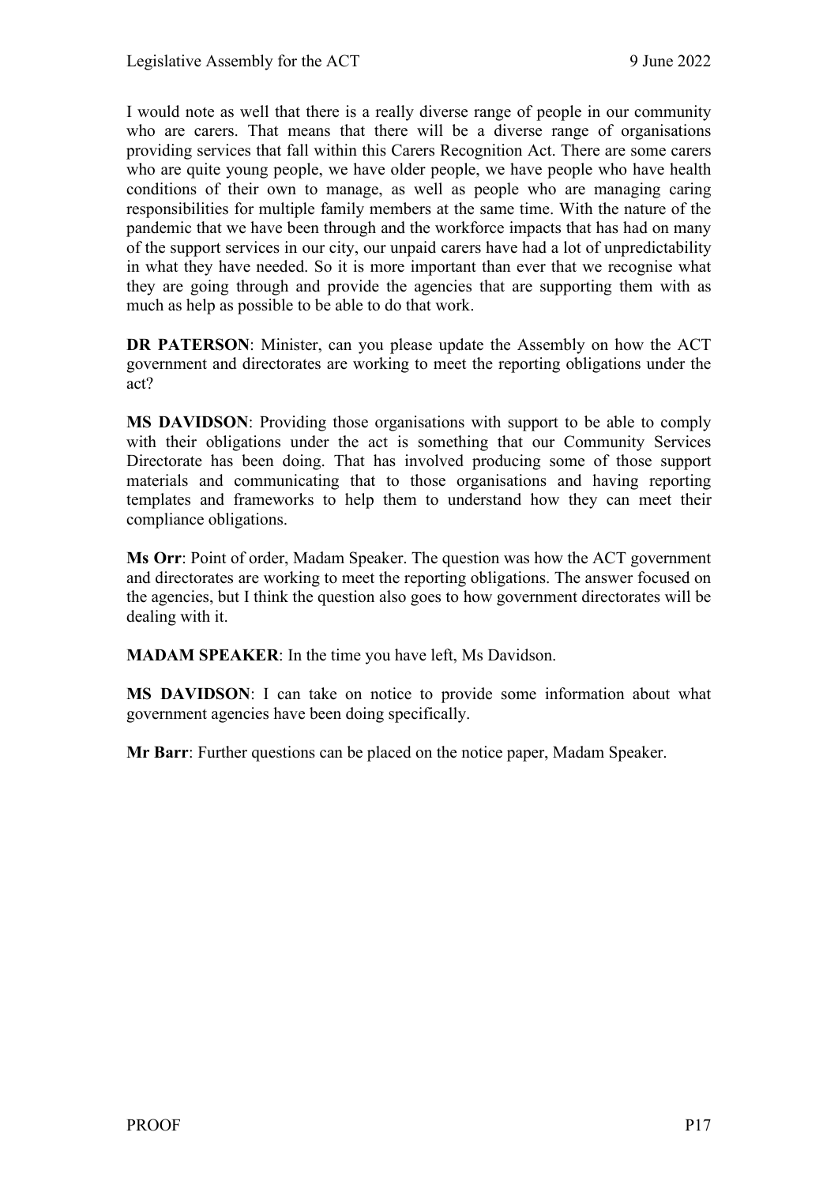I would note as well that there is a really diverse range of people in our community who are carers. That means that there will be a diverse range of organisations providing services that fall within this Carers Recognition Act. There are some carers who are quite young people, we have older people, we have people who have health conditions of their own to manage, as well as people who are managing caring responsibilities for multiple family members at the same time. With the nature of the pandemic that we have been through and the workforce impacts that has had on many of the support services in our city, our unpaid carers have had a lot of unpredictability in what they have needed. So it is more important than ever that we recognise what they are going through and provide the agencies that are supporting them with as much as help as possible to be able to do that work.

**DR PATERSON**: Minister, can you please update the Assembly on how the ACT government and directorates are working to meet the reporting obligations under the act?

**MS DAVIDSON**: Providing those organisations with support to be able to comply with their obligations under the act is something that our Community Services Directorate has been doing. That has involved producing some of those support materials and communicating that to those organisations and having reporting templates and frameworks to help them to understand how they can meet their compliance obligations.

**Ms Orr**: Point of order, Madam Speaker. The question was how the ACT government and directorates are working to meet the reporting obligations. The answer focused on the agencies, but I think the question also goes to how government directorates will be dealing with it.

**MADAM SPEAKER**: In the time you have left, Ms Davidson.

**MS DAVIDSON**: I can take on notice to provide some information about what government agencies have been doing specifically.

**Mr Barr**: Further questions can be placed on the notice paper, Madam Speaker.